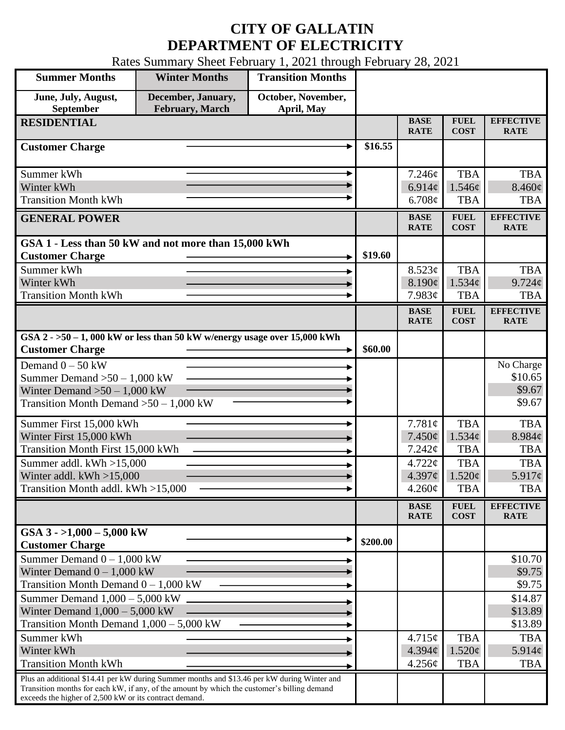# CITY OF GALLATIN
# DEPARTMENT OF ELECTRICITY

Rates Summary Sheet February 1, 2021 through February 28, 2021

| Summer Months | Winter Months | Transition Months |
|---|---|---|
| June, July, August, September | December, January, February, March | October, November, April, May |

| RESIDENTIAL | | BASE RATE | FUEL COST | EFFECTIVE RATE |
|---|---|---|---|---|
| **Customer Charge** | **\$16.55** | | | |
| Summer kWh | | 7.246¢ | TBA | TBA |
| Winter kWh | | 6.914¢ | 1.546¢ | 8.460¢ |
| Transition Month kWh | | 6.708¢ | TBA | TBA |

| GENERAL POWER | | BASE RATE | FUEL COST | EFFECTIVE RATE |
|---|---|---|---|---|
| **GSA 1 - Less than 50 kW and not more than 15,000 kWh** | | | | |
| **Customer Charge** | **\$19.60** | | | |
| Summer kWh | | 8.523¢ | TBA | TBA |
| Winter kWh | | 8.190¢ | 1.534¢ | 9.724¢ |
| Transition Month kWh | | 7.983¢ | TBA | TBA |

| | | BASE RATE | FUEL COST | EFFECTIVE RATE |
|---|---|---|---|---|
| **GSA 2 - >50 – 1, 000 kW or less than 50 kW w/energy usage over 15,000 kWh** | | | | |
| **Customer Charge** | **\$60.00** | | | |
| Demand 0 – 50 kW | | | | No Charge |
| Summer Demand >50 – 1,000 kW | | | | \$10.65 |
| Winter Demand >50 – 1,000 kW | | | | \$9.67 |
| Transition Month Demand >50 – 1,000 kW | | | | \$9.67 |
| Summer First 15,000 kWh | | 7.781¢ | TBA | TBA |
| Winter First 15,000 kWh | | 7.450¢ | 1.534¢ | 8.984¢ |
| Transition Month First 15,000 kWh | | 7.242¢ | TBA | TBA |
| Summer addl. kWh >15,000 | | 4.722¢ | TBA | TBA |
| Winter addl. kWh >15,000 | | 4.397¢ | 1.520¢ | 5.917¢ |
| Transition Month addl. kWh >15,000 | | 4.260¢ | TBA | TBA |

| | | BASE RATE | FUEL COST | EFFECTIVE RATE |
|---|---|---|---|---|
| **GSA 3 - >1,000 – 5,000 kW** | | | | |
| **Customer Charge** | **\$200.00** | | | |
| Summer Demand 0 – 1,000 kW | | | | \$10.70 |
| Winter Demand 0 – 1,000 kW | | | | \$9.75 |
| Transition Month Demand 0 – 1,000 kW | | | | \$9.75 |
| Summer Demand 1,000 – 5,000 kW | | | | \$14.87 |
| Winter Demand 1,000 – 5,000 kW | | | | \$13.89 |
| Transition Month Demand 1,000 – 5,000 kW | | | | \$13.89 |
| Summer kWh | | 4.715¢ | TBA | TBA |
| Winter kWh | | 4.394¢ | 1.520¢ | 5.914¢ |
| Transition Month kWh | | 4.256¢ | TBA | TBA |
| Plus an additional \$14.41 per kW during Summer months and \$13.46 per kW during Winter and Transition months for each kW, if any, of the amount by which the customer's billing demand exceeds the higher of 2,500 kW or its contract demand. | | | | |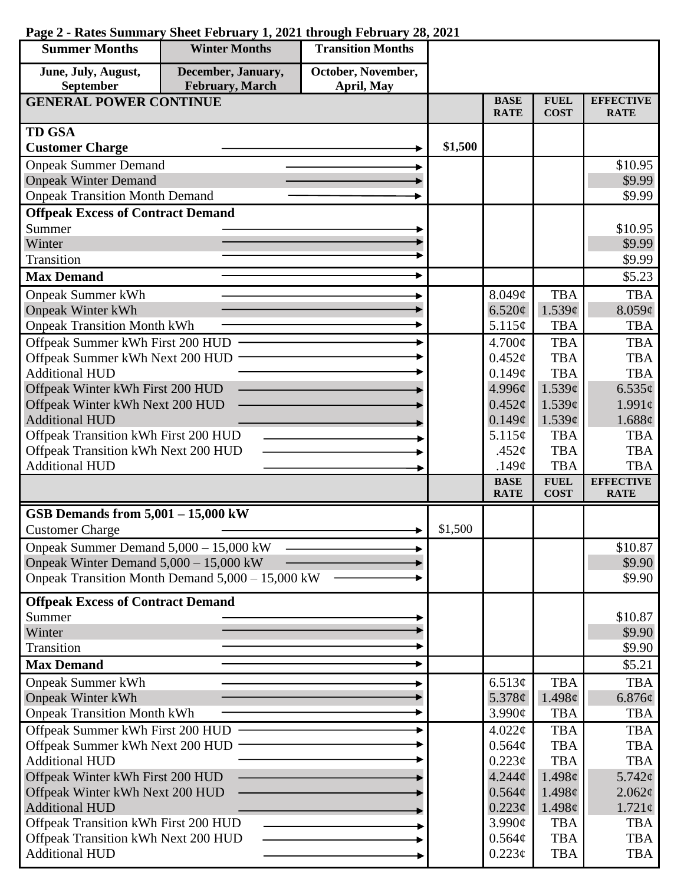**Page 2 - Rates Summary Sheet February 1, 2021 through February 28, 2021**

| Summer Months | Winter Months | Transition Months |
|---|---|---|
| June, July, August, September | December, January, February, March | October, November, April, May |

| GENERAL POWER CONTINUE | | BASE RATE | FUEL COST | EFFECTIVE RATE |
|---|---|---|---|---|
| **TD GSA** | | | | |
| **Customer Charge** | **$1,500** | | | |
| Onpeak Summer Demand | | | | $10.95 |
| Onpeak Winter Demand | | | | $9.99 |
| Onpeak Transition Month Demand | | | | $9.99 |
| **Offpeak Excess of Contract Demand** | | | | |
| Summer | | | | $10.95 |
| Winter | | | | $9.99 |
| Transition | | | | $9.99 |
| **Max Demand** | | | | $5.23 |
| Onpeak Summer kWh | | 8.049¢ | TBA | TBA |
| Onpeak Winter kWh | | 6.520¢ | 1.539¢ | 8.059¢ |
| Onpeak Transition Month kWh | | 5.115¢ | TBA | TBA |
| Offpeak Summer kWh First 200 HUD | | 4.700¢ | TBA | TBA |
| Offpeak Summer kWh Next 200 HUD | | 0.452¢ | TBA | TBA |
| Additional HUD | | 0.149¢ | TBA | TBA |
| Offpeak Winter kWh First 200 HUD | | 4.996¢ | 1.539¢ | 6.535¢ |
| Offpeak Winter kWh Next 200 HUD | | 0.452¢ | 1.539¢ | 1.991¢ |
| Additional HUD | | 0.149¢ | 1.539¢ | 1.688¢ |
| Offpeak Transition kWh First 200 HUD | | 5.115¢ | TBA | TBA |
| Offpeak Transition kWh Next 200 HUD | | .452¢ | TBA | TBA |
| Additional HUD | | .149¢ | TBA | TBA |

| | | BASE RATE | FUEL COST | EFFECTIVE RATE |
|---|---|---|---|---|
| **GSB Demands from 5,001 – 15,000 kW** | | | | |
| Customer Charge | $1,500 | | | |
| Onpeak Summer Demand 5,000 – 15,000 kW | | | | $10.87 |
| Onpeak Winter Demand 5,000 – 15,000 kW | | | | $9.90 |
| Onpeak Transition Month Demand 5,000 – 15,000 kW | | | | $9.90 |
| **Offpeak Excess of Contract Demand** | | | | |
| Summer | | | | $10.87 |
| Winter | | | | $9.90 |
| Transition | | | | $9.90 |
| **Max Demand** | | | | $5.21 |
| Onpeak Summer kWh | | 6.513¢ | TBA | TBA |
| Onpeak Winter kWh | | 5.378¢ | 1.498¢ | 6.876¢ |
| Onpeak Transition Month kWh | | 3.990¢ | TBA | TBA |
| Offpeak Summer kWh First 200 HUD | | 4.022¢ | TBA | TBA |
| Offpeak Summer kWh Next 200 HUD | | 0.564¢ | TBA | TBA |
| Additional HUD | | 0.223¢ | TBA | TBA |
| Offpeak Winter kWh First 200 HUD | | 4.244¢ | 1.498¢ | 5.742¢ |
| Offpeak Winter kWh Next 200 HUD | | 0.564¢ | 1.498¢ | 2.062¢ |
| Additional HUD | | 0.223¢ | 1.498¢ | 1.721¢ |
| Offpeak Transition kWh First 200 HUD | | 3.990¢ | TBA | TBA |
| Offpeak Transition kWh Next 200 HUD | | 0.564¢ | TBA | TBA |
| Additional HUD | | 0.223¢ | TBA | TBA |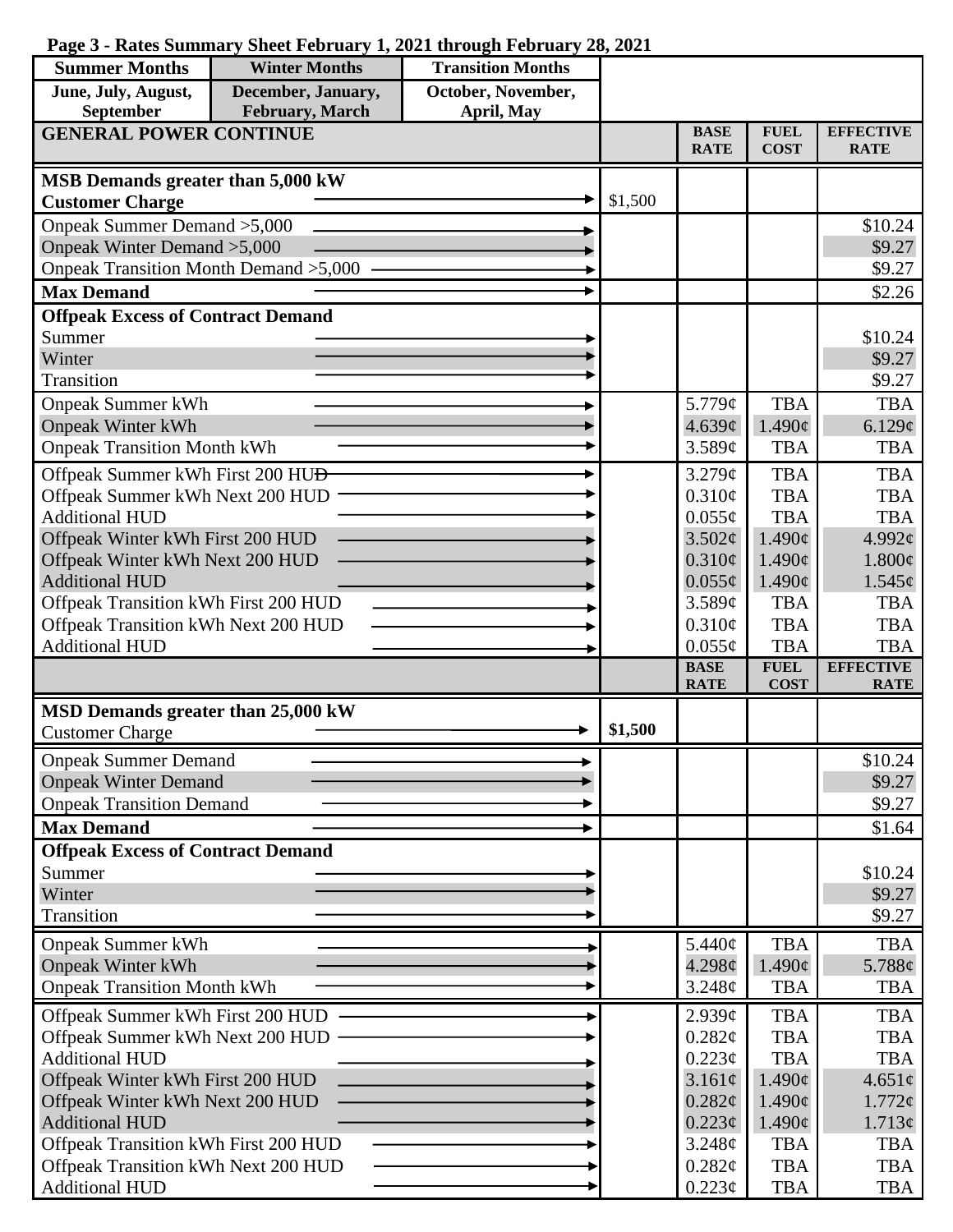**Page 3 - Rates Summary Sheet February 1, 2021 through February 28, 2021**

| Summer Months | Winter Months | Transition Months |
|---|---|---|
| June, July, August, September | December, January, February, March | October, November, April, May |

| GENERAL POWER CONTINUE | | BASE RATE | FUEL COST | EFFECTIVE RATE |
|---|---|---|---|---|
| **MSB Demands greater than 5,000 kW** | | | | |
| **Customer Charge** | $1,500 | | | |
| Onpeak Summer Demand >5,000 | | | | $10.24 |
| Onpeak Winter Demand >5,000 | | | | $9.27 |
| Onpeak Transition Month Demand >5,000 | | | | $9.27 |
| **Max Demand** | | | | $2.26 |
| **Offpeak Excess of Contract Demand** | | | | |
| Summer | | | | $10.24 |
| Winter | | | | $9.27 |
| Transition | | | | $9.27 |
| Onpeak Summer kWh | | 5.779¢ | TBA | TBA |
| Onpeak Winter kWh | | 4.639¢ | 1.490¢ | 6.129¢ |
| Onpeak Transition Month kWh | | 3.589¢ | TBA | TBA |
| Offpeak Summer kWh First 200 HUD | | 3.279¢ | TBA | TBA |
| Offpeak Summer kWh Next 200 HUD | | 0.310¢ | TBA | TBA |
| Additional HUD | | 0.055¢ | TBA | TBA |
| Offpeak Winter kWh First 200 HUD | | 3.502¢ | 1.490¢ | 4.992¢ |
| Offpeak Winter kWh Next 200 HUD | | 0.310¢ | 1.490¢ | 1.800¢ |
| Additional HUD | | 0.055¢ | 1.490¢ | 1.545¢ |
| Offpeak Transition kWh First 200 HUD | | 3.589¢ | TBA | TBA |
| Offpeak Transition kWh Next 200 HUD | | 0.310¢ | TBA | TBA |
| Additional HUD | | 0.055¢ | TBA | TBA |

| | | BASE RATE | FUEL COST | EFFECTIVE RATE |
|---|---|---|---|---|
| **MSD Demands greater than 25,000 kW** | | | | |
| Customer Charge | **$1,500** | | | |
| Onpeak Summer Demand | | | | $10.24 |
| Onpeak Winter Demand | | | | $9.27 |
| Onpeak Transition Demand | | | | $9.27 |
| **Max Demand** | | | | $1.64 |
| **Offpeak Excess of Contract Demand** | | | | |
| Summer | | | | $10.24 |
| Winter | | | | $9.27 |
| Transition | | | | $9.27 |
| Onpeak Summer kWh | | 5.440¢ | TBA | TBA |
| Onpeak Winter kWh | | 4.298¢ | 1.490¢ | 5.788¢ |
| Onpeak Transition Month kWh | | 3.248¢ | TBA | TBA |
| Offpeak Summer kWh First 200 HUD | | 2.939¢ | TBA | TBA |
| Offpeak Summer kWh Next 200 HUD | | 0.282¢ | TBA | TBA |
| Additional HUD | | 0.223¢ | TBA | TBA |
| Offpeak Winter kWh First 200 HUD | | 3.161¢ | 1.490¢ | 4.651¢ |
| Offpeak Winter kWh Next 200 HUD | | 0.282¢ | 1.490¢ | 1.772¢ |
| Additional HUD | | 0.223¢ | 1.490¢ | 1.713¢ |
| Offpeak Transition kWh First 200 HUD | | 3.248¢ | TBA | TBA |
| Offpeak Transition kWh Next 200 HUD | | 0.282¢ | TBA | TBA |
| Additional HUD | | 0.223¢ | TBA | TBA |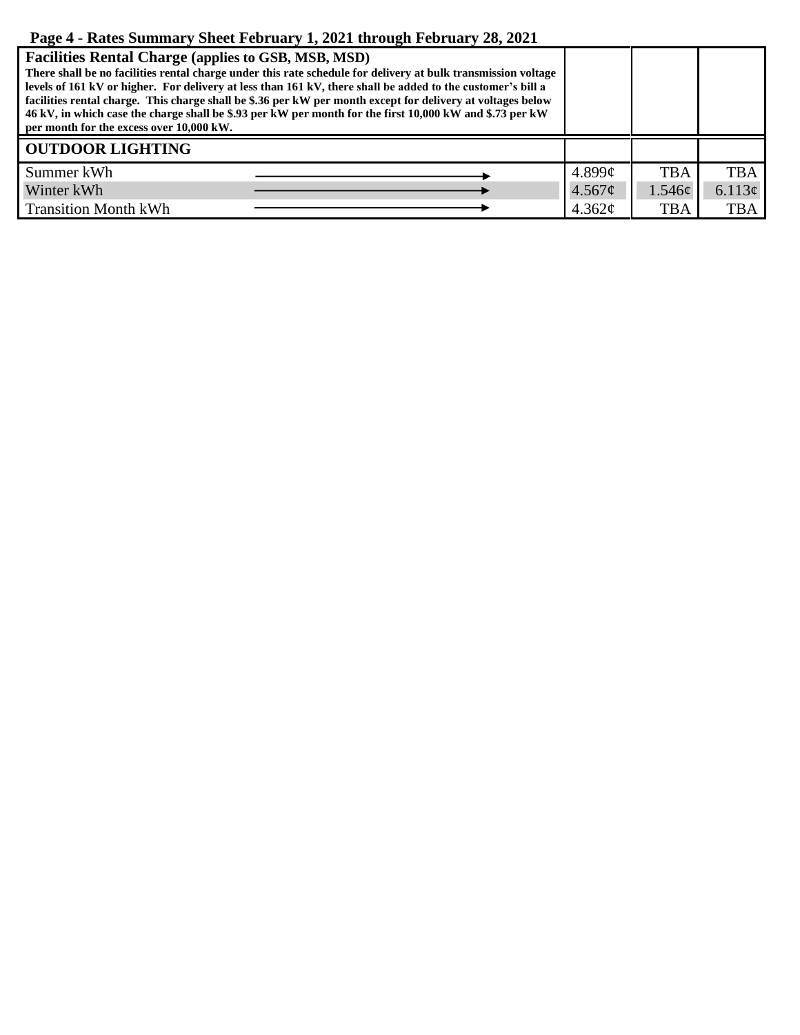## Page 4 - Rates Summary Sheet February 1, 2021 through February 28, 2021

| | | | |
|---|---|---|---|
| **Facilities Rental Charge (applies to GSB, MSB, MSD)**<br>**There shall be no facilities rental charge under this rate schedule for delivery at bulk transmission voltage levels of 161 kV or higher. For delivery at less than 161 kV, there shall be added to the customer's bill a facilities rental charge. This charge shall be $.36 per kW per month except for delivery at voltages below 46 kV, in which case the charge shall be $.93 per kW per month for the first 10,000 kW and $.73 per kW per month for the excess over 10,000 kW.** | | | |
| **OUTDOOR LIGHTING** | | | |
| Summer kWh → | 4.899¢ | TBA | TBA |
| Winter kWh → | 4.567¢ | 1.546¢ | 6.113¢ |
| Transition Month kWh → | 4.362¢ | TBA | TBA |